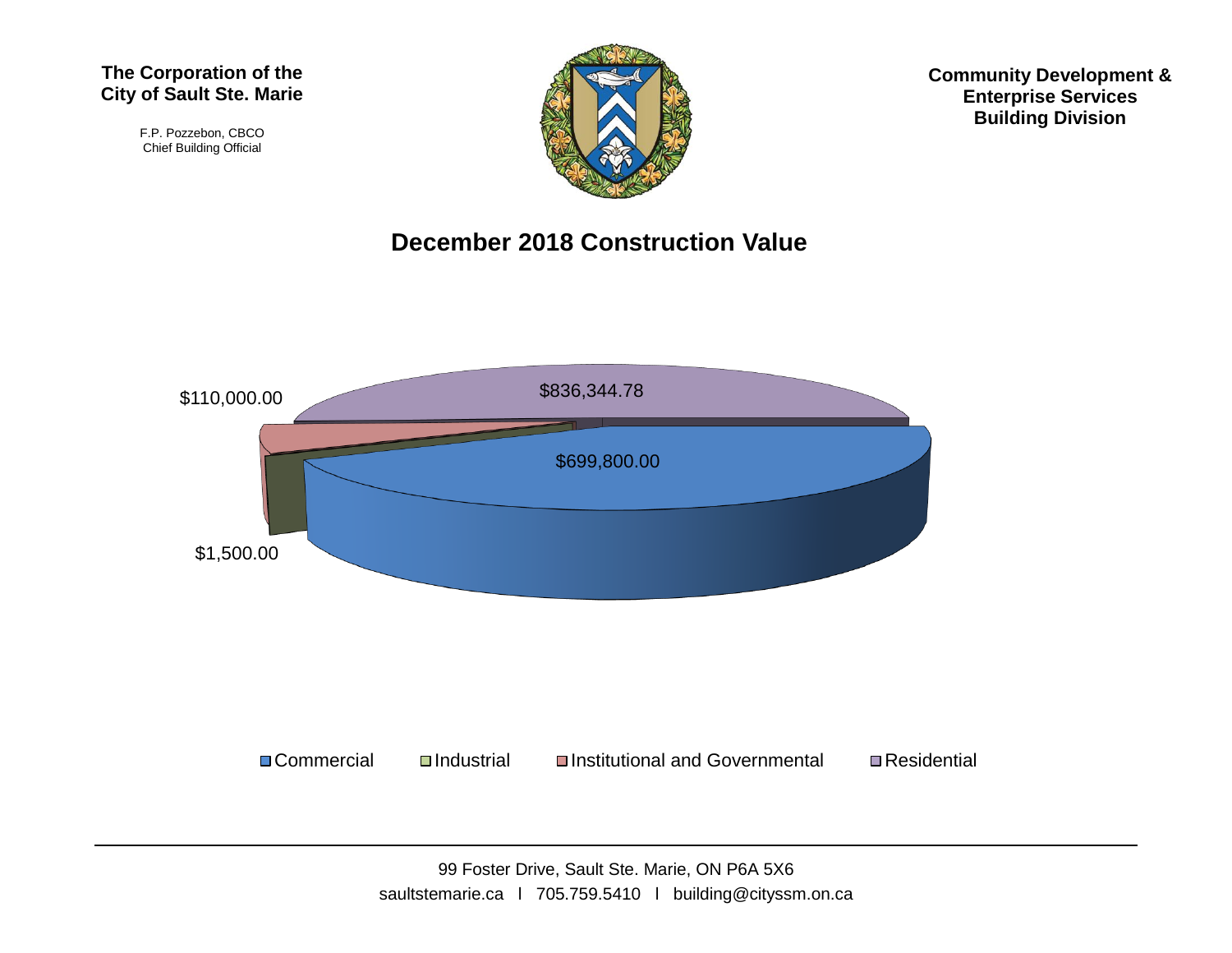**The Corporation of the City of Sault Ste. Marie**

F.P. Pozzebon, CBCO
Chief Building Official

**Community Development & Enterprise Services Building Division**

## December 2018 Construction Value

| Category | Value |
|---|---|
| Commercial | $699,800.00 |
| Industrial | $1,500.00 |
| Institutional and Governmental | $110,000.00 |
| Residential | $836,344.78 |

99 Foster Drive, Sault Ste. Marie, ON P6A 5X6
saultstemarie.ca | 705.759.5410 | building@cityssm.on.ca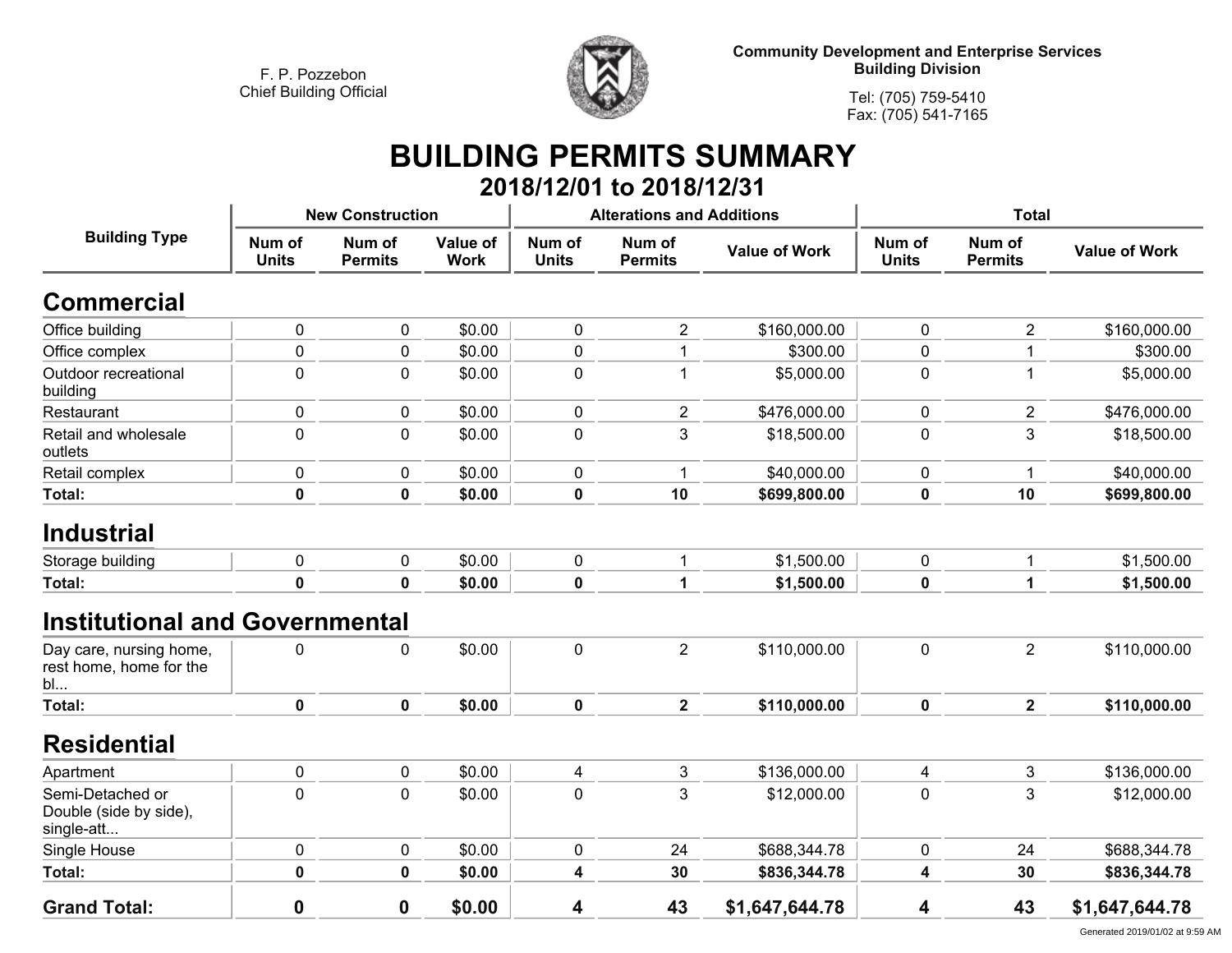F. P. Pozzebon
Chief Building Official

**Community Development and Enterprise Services**
**Building Division**

Tel: (705) 759-5410
Fax: (705) 541-7165

# BUILDING PERMITS SUMMARY

## 2018/12/01 to 2018/12/31

| Building Type | New Construction | | | Alterations and Additions | | | Total | | |
|---|---|---|---|---|---|---|---|---|---|
| | Num of Units | Num of Permits | Value of Work | Num of Units | Num of Permits | Value of Work | Num of Units | Num of Permits | Value of Work |
| **Commercial** | | | | | | | | | |
| Office building | 0 | 0 | $0.00 | 0 | 2 | $160,000.00 | 0 | 2 | $160,000.00 |
| Office complex | 0 | 0 | $0.00 | 0 | 1 | $300.00 | 0 | 1 | $300.00 |
| Outdoor recreational building | 0 | 0 | $0.00 | 0 | 1 | $5,000.00 | 0 | 1 | $5,000.00 |
| Restaurant | 0 | 0 | $0.00 | 0 | 2 | $476,000.00 | 0 | 2 | $476,000.00 |
| Retail and wholesale outlets | 0 | 0 | $0.00 | 0 | 3 | $18,500.00 | 0 | 3 | $18,500.00 |
| Retail complex | 0 | 0 | $0.00 | 0 | 1 | $40,000.00 | 0 | 1 | $40,000.00 |
| **Total:** | **0** | **0** | **$0.00** | **0** | **10** | **$699,800.00** | **0** | **10** | **$699,800.00** |
| **Industrial** | | | | | | | | | |
| Storage building | 0 | 0 | $0.00 | 0 | 1 | $1,500.00 | 0 | 1 | $1,500.00 |
| **Total:** | **0** | **0** | **$0.00** | **0** | **1** | **$1,500.00** | **0** | **1** | **$1,500.00** |
| **Institutional and Governmental** | | | | | | | | | |
| Day care, nursing home, rest home, home for the bl... | 0 | 0 | $0.00 | 0 | 2 | $110,000.00 | 0 | 2 | $110,000.00 |
| **Total:** | **0** | **0** | **$0.00** | **0** | **2** | **$110,000.00** | **0** | **2** | **$110,000.00** |
| **Residential** | | | | | | | | | |
| Apartment | 0 | 0 | $0.00 | 4 | 3 | $136,000.00 | 4 | 3 | $136,000.00 |
| Semi-Detached or Double (side by side), single-att... | 0 | 0 | $0.00 | 0 | 3 | $12,000.00 | 0 | 3 | $12,000.00 |
| Single House | 0 | 0 | $0.00 | 0 | 24 | $688,344.78 | 0 | 24 | $688,344.78 |
| **Total:** | **0** | **0** | **$0.00** | **4** | **30** | **$836,344.78** | **4** | **30** | **$836,344.78** |
| **Grand Total:** | **0** | **0** | **$0.00** | **4** | **43** | **$1,647,644.78** | **4** | **43** | **$1,647,644.78** |

Generated 2019/01/02 at 9:59 AM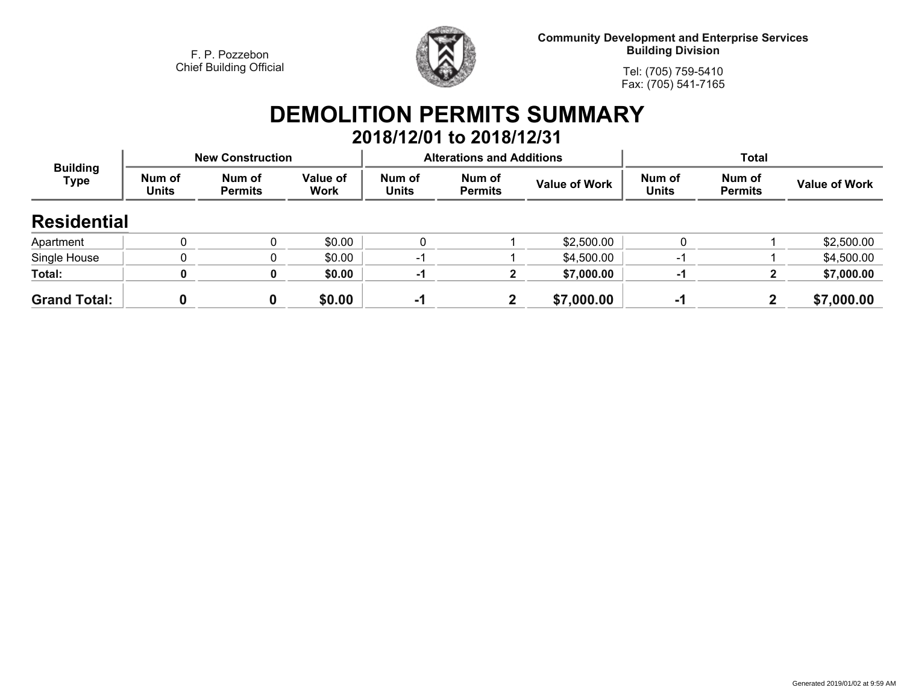F. P. Pozzebon
Chief Building Official

**Community Development and Enterprise Services**
**Building Division**

Tel: (705) 759-5410
Fax: (705) 541-7165

# DEMOLITION PERMITS SUMMARY

## 2018/12/01 to 2018/12/31

| Building Type | New Construction | | | Alterations and Additions | | | Total | | |
|---|---|---|---|---|---|---|---|---|---|
| | Num of Units | Num of Permits | Value of Work | Num of Units | Num of Permits | Value of Work | Num of Units | Num of Permits | Value of Work |
| **Residential** | | | | | | | | | |
| Apartment | 0 | 0 | $0.00 | 0 | 1 | $2,500.00 | 0 | 1 | $2,500.00 |
| Single House | 0 | 0 | $0.00 | -1 | 1 | $4,500.00 | -1 | 1 | $4,500.00 |
| **Total:** | **0** | **0** | **$0.00** | **-1** | **2** | **$7,000.00** | **-1** | **2** | **$7,000.00** |
| **Grand Total:** | **0** | **0** | **$0.00** | **-1** | **2** | **$7,000.00** | **-1** | **2** | **$7,000.00** |

Generated 2019/01/02 at 9:59 AM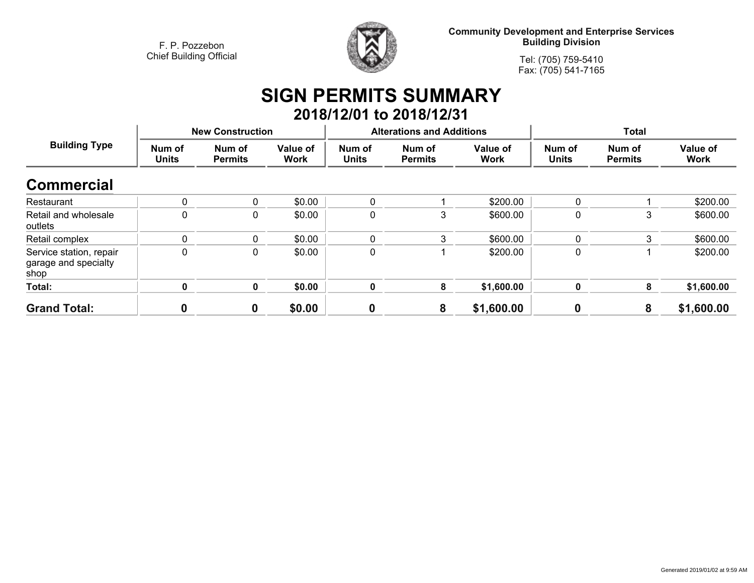F. P. Pozzebon
Chief Building Official

**Community Development and Enterprise Services**
**Building Division**

Tel: (705) 759-5410
Fax: (705) 541-7165

# SIGN PERMITS SUMMARY

## 2018/12/01 to 2018/12/31

| Building Type | New Construction | | | Alterations and Additions | | | Total | | |
|---|---|---|---|---|---|---|---|---|---|
| | Num of Units | Num of Permits | Value of Work | Num of Units | Num of Permits | Value of Work | Num of Units | Num of Permits | Value of Work |
| **Commercial** | | | | | | | | | |
| Restaurant | 0 | 0 | $0.00 | 0 | 1 | $200.00 | 0 | 1 | $200.00 |
| Retail and wholesale outlets | 0 | 0 | $0.00 | 0 | 3 | $600.00 | 0 | 3 | $600.00 |
| Retail complex | 0 | 0 | $0.00 | 0 | 3 | $600.00 | 0 | 3 | $600.00 |
| Service station, repair garage and specialty shop | 0 | 0 | $0.00 | 0 | 1 | $200.00 | 0 | 1 | $200.00 |
| **Total:** | **0** | **0** | **$0.00** | **0** | **8** | **$1,600.00** | **0** | **8** | **$1,600.00** |
| **Grand Total:** | **0** | **0** | **$0.00** | **0** | **8** | **$1,600.00** | **0** | **8** | **$1,600.00** |

Generated 2019/01/02 at 9:59 AM